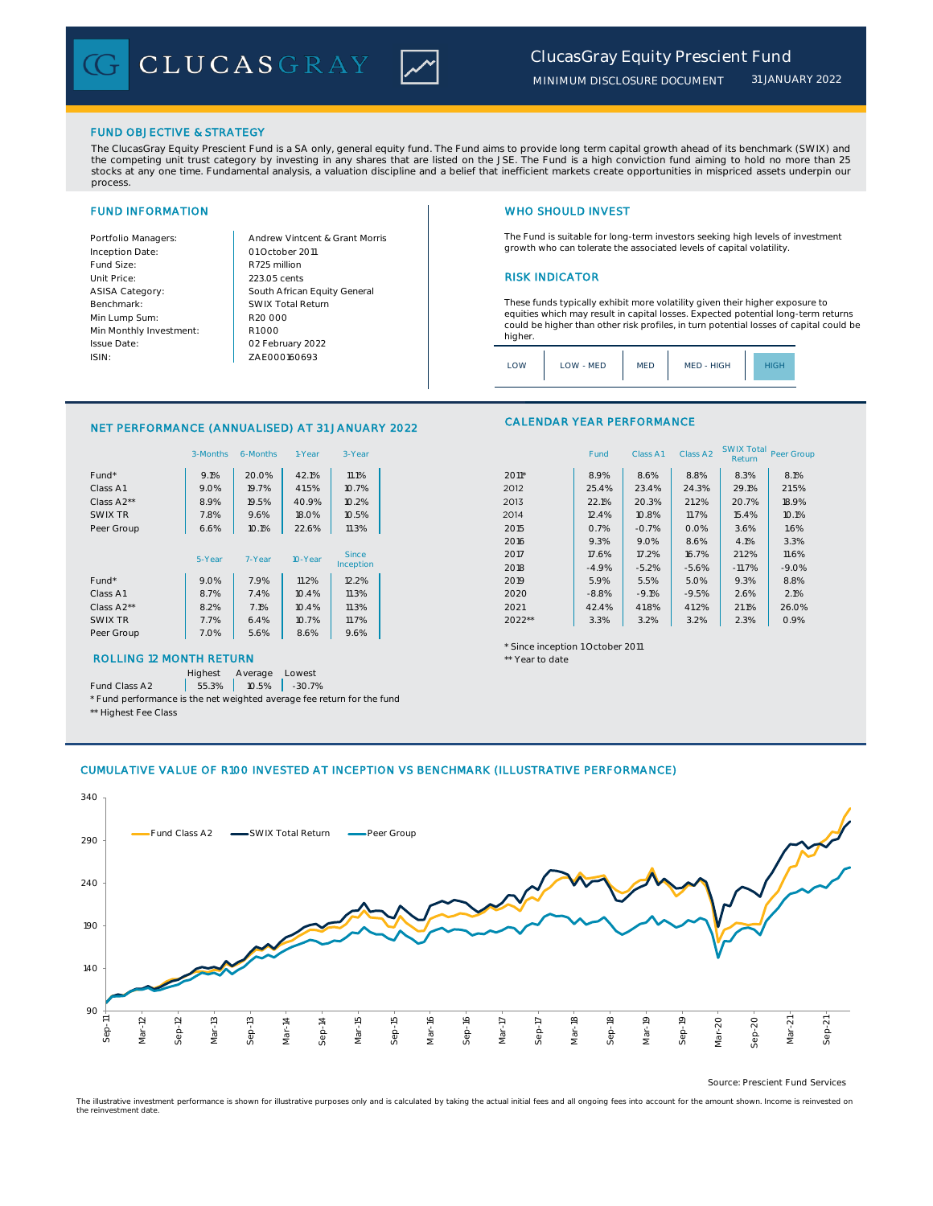# ClucasGray Equity Prescient Fund

MINIMUM DISCLOSURE DOCUMENT 31 JANUARY 2022

## FUND OBJECTIVE & STRATEGY

The ClucasGray Equity Prescient Fund is a SA only, general equity fund. The Fund aims to provide long term capital growth ahead of its benchmark (SWIX) and the competing unit trust category by investing in any shares that are listed on the JSE. The Fund is a high conviction fund aiming to hold no more than 25 stocks at any one time. Fundamental analysis, a valuation discipline and a belief that inefficient markets create opportunities in mispriced assets underpin our process.

## FUND INFORMATION

| | |
|---|---|
| Portfolio Managers: | Andrew Vintcent & Grant Morris |
| Inception Date: | 01 October 2011 |
| Fund Size: | R725 million |
| Unit Price: | 223.05 cents |
| ASISA Category: | South African Equity General |
| Benchmark: | SWIX Total Return |
| Min Lump Sum: | R20 000 |
| Min Monthly Investment: | R1 000 |
| Issue Date: | 02 February 2022 |
| ISIN: | ZAE000160693 |

## WHO SHOULD INVEST

The Fund is suitable for long-term investors seeking high levels of investment growth who can tolerate the associated levels of capital volatility.

## RISK INDICATOR

These funds typically exhibit more volatility given their higher exposure to equities which may result in capital losses. Expected potential long-term returns could be higher than other risk profiles, in turn potential losses of capital could be higher.

| LOW | LOW - MED | MED | MED - HIGH | HIGH |
|---|---|---|---|---|

## NET PERFORMANCE (ANNUALISED) AT 31 JANUARY 2022

| | 3-Months | 6-Months | 1-Year | 3-Year |
|---|---|---|---|---|
| Fund* | 9.1% | 20.0% | 42.1% | 11.1% |
| Class A1 | 9.0% | 19.7% | 41.5% | 10.7% |
| Class A2** | 8.9% | 19.5% | 40.9% | 10.2% |
| SWIX TR | 7.8% | 9.6% | 18.0% | 10.5% |
| Peer Group | 6.6% | 10.1% | 22.6% | 11.3% |

| | 5-Year | 7-Year | 10-Year | Since Inception |
|---|---|---|---|---|
| Fund* | 9.0% | 7.9% | 11.2% | 12.2% |
| Class A1 | 8.7% | 7.4% | 10.4% | 11.3% |
| Class A2** | 8.2% | 7.1% | 10.4% | 11.3% |
| SWIX TR | 7.7% | 6.4% | 10.7% | 11.7% |
| Peer Group | 7.0% | 5.6% | 8.6% | 9.6% |

## ROLLING 12 MONTH RETURN

| | Highest | Average | Lowest |
|---|---|---|---|
| Fund Class A2 | 55.3% | 10.5% | -30.7% |

\* Fund performance is the net weighted average fee return for the fund

** Highest Fee Class

## CALENDAR YEAR PERFORMANCE

| | Fund | Class A1 | Class A2 | SWIX Total Return | Peer Group |
|---|---|---|---|---|---|
| 2011* | 8.9% | 8.6% | 8.8% | 8.3% | 8.1% |
| 2012 | 25.4% | 23.4% | 24.3% | 29.1% | 21.5% |
| 2013 | 22.1% | 20.3% | 21.2% | 20.7% | 18.9% |
| 2014 | 12.4% | 10.8% | 11.7% | 15.4% | 10.1% |
| 2015 | 0.7% | -0.7% | 0.0% | 3.6% | 1.6% |
| 2016 | 9.3% | 9.0% | 8.6% | 4.1% | 3.3% |
| 2017 | 17.6% | 17.2% | 16.7% | 21.2% | 11.6% |
| 2018 | -4.9% | -5.2% | -5.6% | -11.7% | -9.0% |
| 2019 | 5.9% | 5.5% | 5.0% | 9.3% | 8.8% |
| 2020 | -8.8% | -9.1% | -9.5% | 2.6% | 2.1% |
| 2021 | 42.4% | 41.8% | 41.2% | 21.1% | 26.0% |
| 2022** | 3.3% | 3.2% | 3.2% | 2.3% | 0.9% |

\* Since inception 1 October 2011

** Year to date

## CUMULATIVE VALUE OF R100 INVESTED AT INCEPTION VS BENCHMARK (ILLUSTRATIVE PERFORMANCE)

Legend: Fund Class A2, SWIX Total Return, Peer Group

Source: Prescient Fund Services

The illustrative investment performance is shown for illustrative purposes only and is calculated by taking the actual initial fees and all ongoing fees into account for the amount shown. Income is reinvested on the reinvestment date.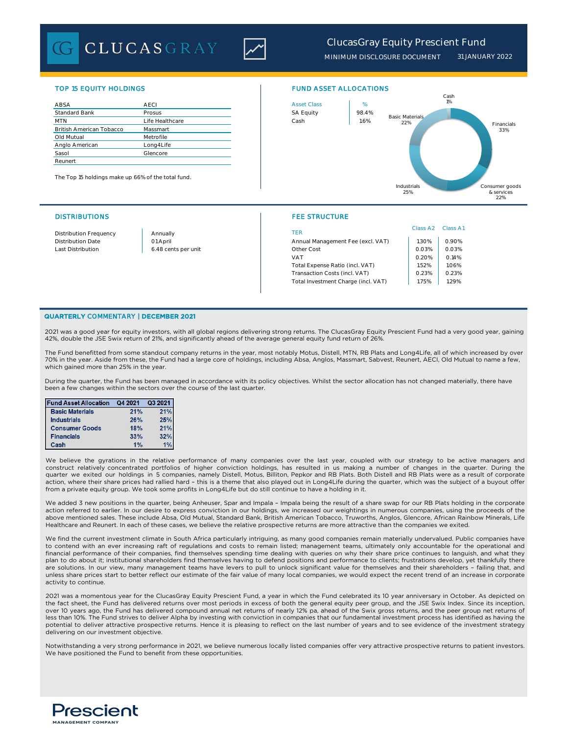# ClucasGray Equity Prescient Fund

MINIMUM DISCLOSURE DOCUMENT 31 JANUARY 2022

## TOP 15 EQUITY HOLDINGS

| | |
|---|---|
| ABSA | AECI |
| Standard Bank | Prosus |
| MTN | Life Healthcare |
| British American Tobacco | Massmart |
| Old Mutual | Metrofile |
| Anglo American | Long4Life |
| Sasol | Glencore |
| Reunert | |

The Top 15 holdings make up 66% of the total fund.

## FUND ASSET ALLOCATIONS

| Asset Class | % |
|---|---|
| SA Equity | 98.4% |
| Cash | 1.6% |

Cash 1%, Basic Materials 22%, Financials 33%, Consumer goods & services 22%, Industrials 25%

## DISTRIBUTIONS

| | |
|---|---|
| Distribution Frequency | Annually |
| Distribution Date | 01 April |
| Last Distribution | 6.48 cents per unit |

## FEE STRUCTURE

| TER | Class A2 | Class A1 |
|---|---|---|
| Annual Management Fee (excl. VAT) | 1.30% | 0.90% |
| Other Cost | 0.03% | 0.03% |
| VAT | 0.20% | 0.14% |
| Total Expense Ratio (incl. VAT) | 1.52% | 1.06% |
| Transaction Costs (incl. VAT) | 0.23% | 0.23% |
| Total Investment Charge (incl. VAT) | 1.75% | 1.29% |

## QUARTERLY COMMENTARY | DECEMBER 2021

2021 was a good year for equity investors, with all global regions delivering strong returns. The ClucasGray Equity Prescient Fund had a very good year, gaining 42%, double the JSE Swix return of 21%, and significantly ahead of the average general equity fund return of 26%.

The Fund benefitted from some standout company returns in the year, most notably Motus, Distell, MTN, RB Plats and Long4Life, all of which increased by over 70% in the year. Aside from these, the Fund had a large core of holdings, including Absa, Anglos, Massmart, Sabvest, Reunert, AECI, Old Mutual to name a few, which gained more than 25% in the year.

During the quarter, the Fund has been managed in accordance with its policy objectives. Whilst the sector allocation has not changed materially, there have been a few changes within the sectors over the course of the last quarter.

| Fund Asset Allocation | Q4 2021 | Q3 2021 |
|---|---|---|
| Basic Materials | 21% | 21% |
| Industrials | 26% | 25% |
| Consumer Goods | 18% | 21% |
| Financials | 33% | 32% |
| Cash | 1% | 1% |

We believe the gyrations in the relative performance of many companies over the last year, coupled with our strategy to be active managers and construct relatively concentrated portfolios of higher conviction holdings, has resulted in us making a number of changes in the quarter. During the quarter we exited our holdings in 5 companies, namely Distell, Motus, Billiton, Pepkor and RB Plats. Both Distell and RB Plats were as a result of corporate action, where their share prices had rallied hard – this is a theme that also played out in Long4Life during the quarter, which was the subject of a buyout offer from a private equity group. We took some profits in Long4Life but do still continue to have a holding in it.

We added 3 new positions in the quarter, being Anheuser, Spar and Impala – Impala being the result of a share swap for our RB Plats holding in the corporate action referred to earlier. In our desire to express conviction in our holdings, we increased our weightings in numerous companies, using the proceeds of the above mentioned sales. These include Absa, Old Mutual, Standard Bank, British American Tobacco, Truworths, Anglos, Glencore, African Rainbow Minerals, Life Healthcare and Reunert. In each of these cases, we believe the relative prospective returns are more attractive than the companies we exited.

We find the current investment climate in South Africa particularly intriguing, as many good companies remain materially undervalued. Public companies have to contend with an ever increasing raft of regulations and costs to remain listed; management teams, ultimately only accountable for the operational and financial performance of their companies, find themselves spending time dealing with queries on why their share price continues to languish, and what they plan to do about it; institutional shareholders find themselves having to defend positions and performance to clients; frustrations develop, yet thankfully there are solutions. In our view, many management teams have levers to pull to unlock significant value for themselves and their shareholders – failing that, and unless share prices start to better reflect our estimate of the fair value of many local companies, we would expect the recent trend of an increase in corporate activity to continue.

2021 was a momentous year for the ClucasGray Equity Prescient Fund, a year in which the Fund celebrated its 10 year anniversary in October. As depicted on the fact sheet, the Fund has delivered returns over most periods in excess of both the general equity peer group, and the JSE Swix Index. Since its inception, over 10 years ago, the Fund has delivered compound annual net returns of nearly 12% pa, ahead of the Swix gross returns, and the peer group net returns of less than 10%. The Fund strives to deliver Alpha by investing with conviction in companies that our fundamental investment process has identified as having the potential to deliver attractive prospective returns. Hence it is pleasing to reflect on the last number of years and to see evidence of the investment strategy delivering on our investment objective.

Notwithstanding a very strong performance in 2021, we believe numerous locally listed companies offer very attractive prospective returns to patient investors. We have positioned the Fund to benefit from these opportunities.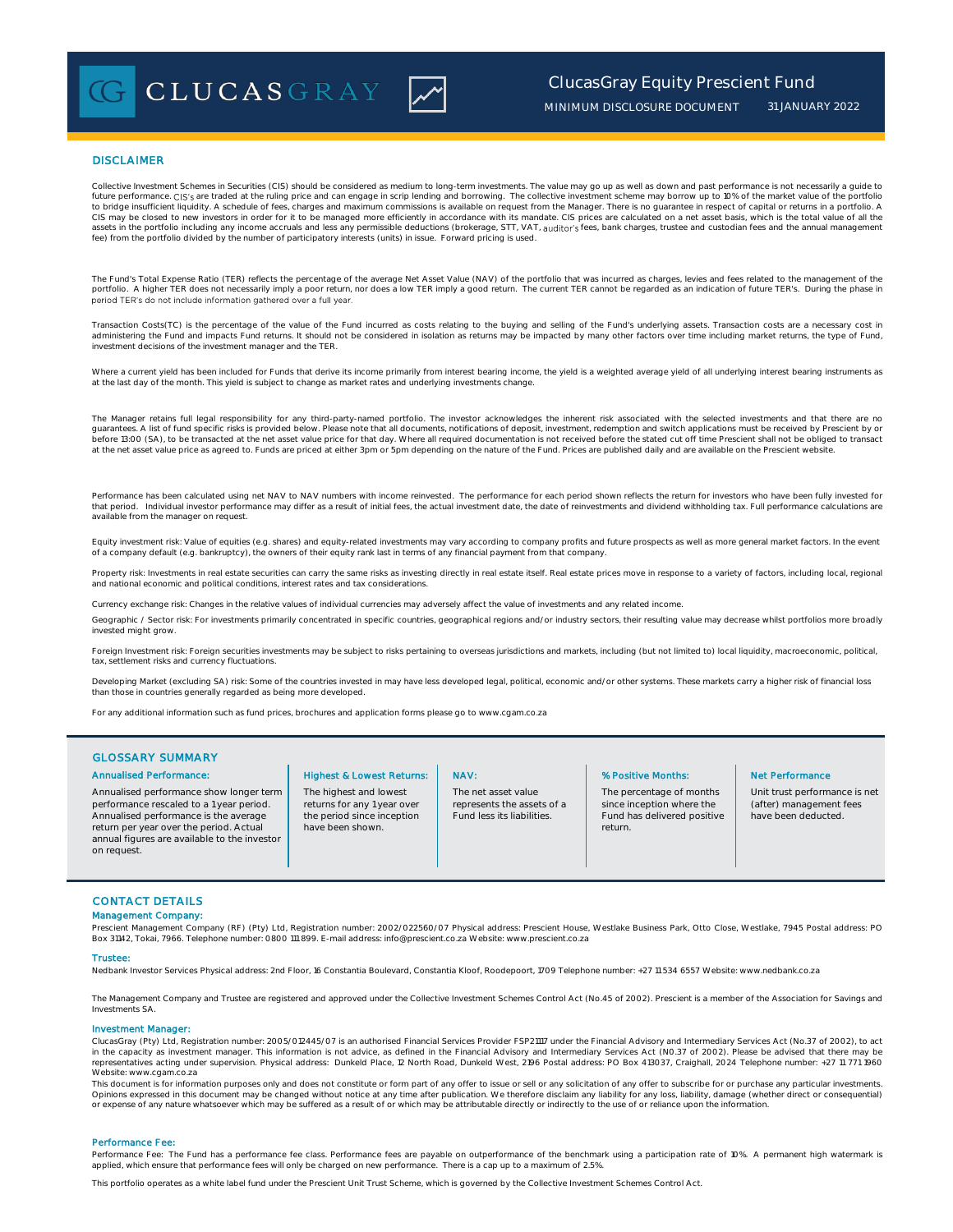# CLUCASGRAY

## ClucasGray Equity Prescient Fund

MINIMUM DISCLOSURE DOCUMENT 31 JANUARY 2022

### DISCLAIMER

Collective Investment Schemes in Securities (CIS) should be considered as medium to long-term investments. The value may go up as well as down and past performance is not necessarily a guide to future performance. CIS's are traded at the ruling price and can engage in scrip lending and borrowing. The collective investment scheme may borrow up to 10% of the market value of the portfolio to bridge insufficient liquidity. A schedule of fees, charges and maximum commissions is available on request from the Manager. There is no guarantee in respect of capital or returns in a portfolio. A CIS may be closed to new investors in order for it to be managed more efficiently in accordance with its mandate. CIS prices are calculated on a net asset basis, which is the total value of all the assets in the portfolio including any income accruals and less any permissible deductions (brokerage, STT, VAT, auditor's fees, bank charges, trustee and custodian fees and the annual management fee) from the portfolio divided by the number of participatory interests (units) in issue. Forward pricing is used.

The Fund's Total Expense Ratio (TER) reflects the percentage of the average Net Asset Value (NAV) of the portfolio that was incurred as charges, levies and fees related to the management of the portfolio. A higher TER does not necessarily imply a poor return, nor does a low TER imply a good return. The current TER cannot be regarded as an indication of future TER's. During the phase in period TER's do not include information gathered over a full year.

Transaction Costs(TC) is the percentage of the value of the Fund incurred as costs relating to the buying and selling of the Fund's underlying assets. Transaction costs are a necessary cost in administering the Fund and impacts Fund returns. It should not be considered in isolation as returns may be impacted by many other factors over time including market returns, the type of Fund, investment decisions of the investment manager and the TER.

Where a current yield has been included for Funds that derive its income primarily from interest bearing income, the yield is a weighted average yield of all underlying interest bearing instruments as at the last day of the month. This yield is subject to change as market rates and underlying investments change.

The Manager retains full legal responsibility for any third-party-named portfolio. The investor acknowledges the inherent risk associated with the selected investments and that there are no guarantees. A list of fund specific risks is provided below. Please note that all documents, notifications of deposit, investment, redemption and switch applications must be received by Prescient by or before 13:00 (SA), to be transacted at the net asset value price for that day. Where all required documentation is not received before the stated cut off time Prescient shall not be obliged to transact at the net asset value price as agreed to. Funds are priced at either 3pm or 5pm depending on the nature of the Fund. Prices are published daily and are available on the Prescient website.

Performance has been calculated using net NAV to NAV numbers with income reinvested. The performance for each period shown reflects the return for investors who have been fully invested for that period. Individual investor performance may differ as a result of initial fees, the actual investment date, the date of reinvestments and dividend withholding tax. Full performance calculations are available from the manager on request.

Equity investment risk: Value of equities (e.g. shares) and equity-related investments may vary according to company profits and future prospects as well as more general market factors. In the event of a company default (e.g. bankruptcy), the owners of their equity rank last in terms of any financial payment from that company.

Property risk: Investments in real estate securities can carry the same risks as investing directly in real estate itself. Real estate prices move in response to a variety of factors, including local, regional and national economic and political conditions, interest rates and tax considerations.

Currency exchange risk: Changes in the relative values of individual currencies may adversely affect the value of investments and any related income.

Geographic / Sector risk: For investments primarily concentrated in specific countries, geographical regions and/or industry sectors, their resulting value may decrease whilst portfolios more broadly invested might grow.

Foreign Investment risk: Foreign securities investments may be subject to risks pertaining to overseas jurisdictions and markets, including (but not limited to) local liquidity, macroeconomic, political, tax, settlement risks and currency fluctuations.

Developing Market (excluding SA) risk: Some of the countries invested in may have less developed legal, political, economic and/or other systems. These markets carry a higher risk of financial loss than those in countries generally regarded as being more developed.

For any additional information such as fund prices, brochures and application forms please go to www.cgam.co.za

### GLOSSARY SUMMARY

**Annualised Performance:** Annualised performance show longer term performance rescaled to a 1 year period. Annualised performance is the average return per year over the period. Actual annual figures are available to the investor on request.

**Highest & Lowest Returns:** The highest and lowest returns for any 1 year over the period since inception have been shown.

**NAV:** The net asset value represents the assets of a Fund less its liabilities.

**% Positive Months:** The percentage of months since inception where the Fund has delivered positive return.

**Net Performance:** Unit trust performance is net (after) management fees have been deducted.

### CONTACT DETAILS

**Management Company:**

Prescient Management Company (RF) (Pty) Ltd, Registration number: 2002/022560/07 Physical address: Prescient House, Westlake Business Park, Otto Close, Westlake, 7945 Postal address: PO Box 31142, Tokai, 7966. Telephone number: 0800 111 899. E-mail address: info@prescient.co.za Website: www.prescient.co.za

**Trustee:**

Nedbank Investor Services Physical address: 2nd Floor, 16 Constantia Boulevard, Constantia Kloof, Roodepoort, 1709 Telephone number: +27 11 534 6557 Website: www.nedbank.co.za

The Management Company and Trustee are registered and approved under the Collective Investment Schemes Control Act (No.45 of 2002). Prescient is a member of the Association for Savings and Investments SA.

**Investment Manager:**

ClucasGray (Pty) Ltd, Registration number: 2005/012445/07 is an authorised Financial Services Provider FSP21117 under the Financial Advisory and Intermediary Services Act (No.37 of 2002), to act in the capacity as investment manager. This information is not advice, as defined in the Financial Advisory and Intermediary Services Act (N0.37 of 2002). Please be advised that there may be representatives acting under supervision. Physical address: Dunkeld Place, 12 North Road, Dunkeld West, 2196 Postal address: PO Box 413037, Craighall, 2024 Telephone number: +27 11 771 1960 Website: www.cgam.co.za

This document is for information purposes only and does not constitute or form part of any offer to issue or sell or any solicitation of any offer to subscribe for or purchase any particular investments. Opinions expressed in this document may be changed without notice at any time after publication. We therefore disclaim any liability for any loss, liability, damage (whether direct or consequential) or expense of any nature whatsoever which may be suffered as a result of or which may be attributable directly or indirectly to the use of or reliance upon the information.

**Performance Fee:**

Performance Fee: The Fund has a performance fee class. Performance fees are payable on outperformance of the benchmark using a participation rate of 10%. A permanent high watermark is applied, which ensure that performance fees will only be charged on new performance. There is a cap up to a maximum of 2.5%.

This portfolio operates as a white label fund under the Prescient Unit Trust Scheme, which is governed by the Collective Investment Schemes Control Act.